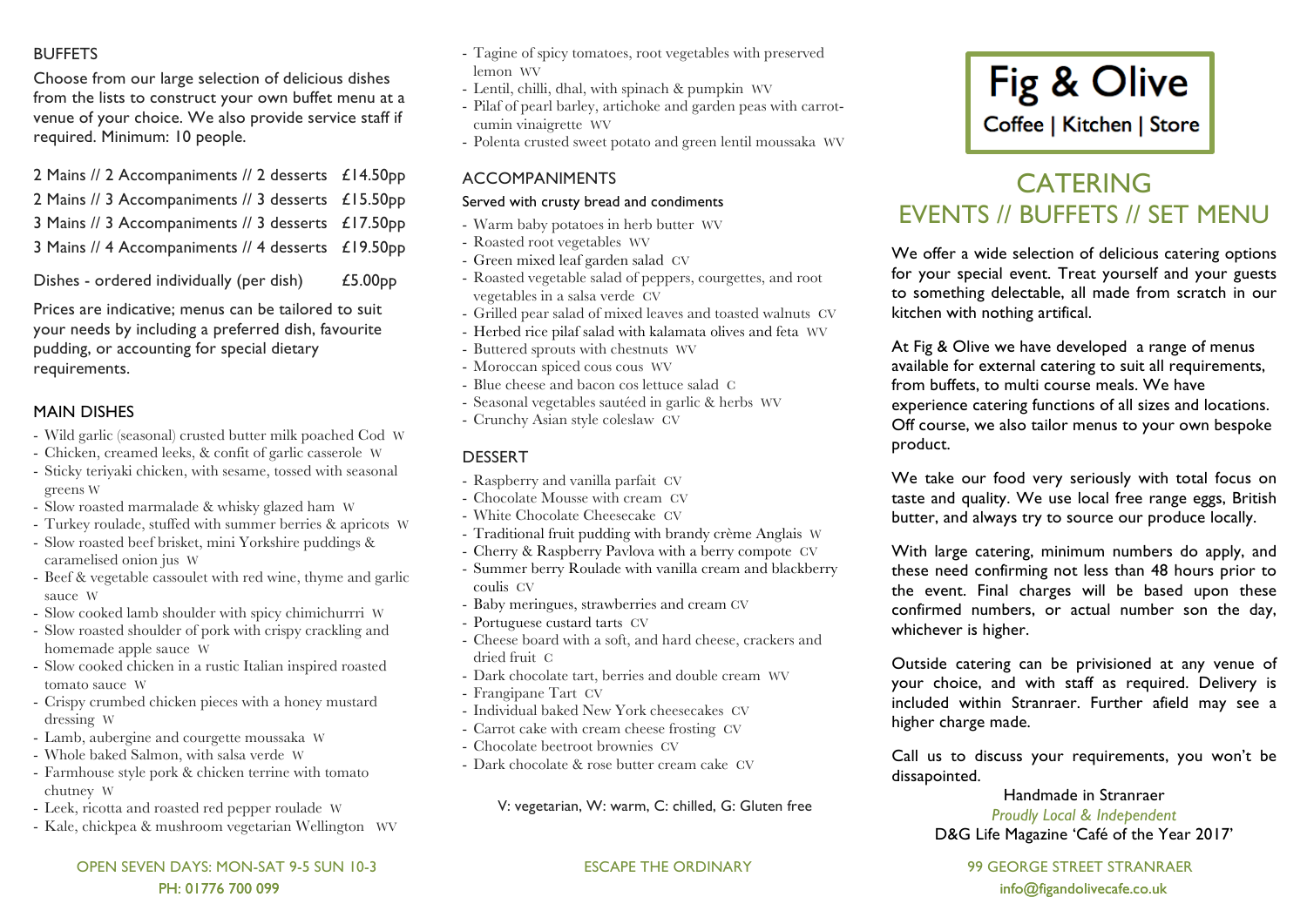## BUFFETS

Choose from our large selection of delicious dishes from the lists to construct your own buffet menu at a venue of your choice. We also provide service staff if required. Minimum: 10 people.

| | |
|---|---|
| 2 Mains // 2 Accompaniments // 2 desserts | £14.50pp |
| 2 Mains // 3 Accompaniments // 3 desserts | £15.50pp |
| 3 Mains // 3 Accompaniments // 3 desserts | £17.50pp |
| 3 Mains // 4 Accompaniments // 4 desserts | £19.50pp |
| Dishes - ordered individually (per dish) | £5.00pp |

Prices are indicative; menus can be tailored to suit your needs by including a preferred dish, favourite pudding, or accounting for special dietary requirements.

## MAIN DISHES

- Wild garlic (seasonal) crusted butter milk poached Cod W
- Chicken, creamed leeks, & confit of garlic casserole W
- Sticky teriyaki chicken, with sesame, tossed with seasonal greens W
- Slow roasted marmalade & whisky glazed ham W
- Turkey roulade, stuffed with summer berries & apricots W
- Slow roasted beef brisket, mini Yorkshire puddings & caramelised onion jus W
- Beef & vegetable cassoulet with red wine, thyme and garlic sauce W
- Slow cooked lamb shoulder with spicy chimichurrri W
- Slow roasted shoulder of pork with crispy crackling and homemade apple sauce W
- Slow cooked chicken in a rustic Italian inspired roasted tomato sauce W
- Crispy crumbed chicken pieces with a honey mustard dressing W
- Lamb, aubergine and courgette moussaka W
- Whole baked Salmon, with salsa verde W
- Farmhouse style pork & chicken terrine with tomato chutney W
- Leek, ricotta and roasted red pepper roulade W
- Kale, chickpea & mushroom vegetarian Wellington WV
- Tagine of spicy tomatoes, root vegetables with preserved lemon WV
- Lentil, chilli, dhal, with spinach & pumpkin WV
- Pilaf of pearl barley, artichoke and garden peas with carrot-cumin vinaigrette WV
- Polenta crusted sweet potato and green lentil moussaka WV

## ACCOMPANIMENTS

Served with crusty bread and condiments

- Warm baby potatoes in herb butter WV
- Roasted root vegetables WV
- Green mixed leaf garden salad CV
- Roasted vegetable salad of peppers, courgettes, and root vegetables in a salsa verde CV
- Grilled pear salad of mixed leaves and toasted walnuts CV
- Herbed rice pilaf salad with kalamata olives and feta WV
- Buttered sprouts with chestnuts WV
- Moroccan spiced cous cous WV
- Blue cheese and bacon cos lettuce salad C
- Seasonal vegetables sautéed in garlic & herbs WV
- Crunchy Asian style coleslaw CV

## DESSERT

- Raspberry and vanilla parfait CV
- Chocolate Mousse with cream CV
- White Chocolate Cheesecake CV
- Traditional fruit pudding with brandy crème Anglais W
- Cherry & Raspberry Pavlova with a berry compote CV
- Summer berry Roulade with vanilla cream and blackberry coulis CV
- Baby meringues, strawberries and cream CV
- Portuguese custard tarts CV
- Cheese board with a soft, and hard cheese, crackers and dried fruit C
- Dark chocolate tart, berries and double cream WV
- Frangipane Tart CV
- Individual baked New York cheesecakes CV
- Carrot cake with cream cheese frosting CV
- Chocolate beetroot brownies CV
- Dark chocolate & rose butter cream cake CV

V: vegetarian, W: warm, C: chilled, G: Gluten free

# Fig & Olive

Coffee | Kitchen | Store

# CATERING
## EVENTS // BUFFETS // SET MENU

We offer a wide selection of delicious catering options for your special event. Treat yourself and your guests to something delectable, all made from scratch in our kitchen with nothing artifical.

At Fig & Olive we have developed a range of menus available for external catering to suit all requirements, from buffets, to multi course meals. We have experience catering functions of all sizes and locations. Off course, we also tailor menus to your own bespoke product.

We take our food very seriously with total focus on taste and quality. We use local free range eggs, British butter, and always try to source our produce locally.

With large catering, minimum numbers do apply, and these need confirming not less than 48 hours prior to the event. Final charges will be based upon these confirmed numbers, or actual number son the day, whichever is higher.

Outside catering can be privisioned at any venue of your choice, and with staff as required. Delivery is included within Stranraer. Further afield may see a higher charge made.

Call us to discuss your requirements, you won't be dissapointed.

Handmade in Stranraer

*Proudly Local & Independent*

D&G Life Magazine 'Café of the Year 2017'

OPEN SEVEN DAYS: MON-SAT 9-5 SUN 10-3

PH: 01776 700 099

ESCAPE THE ORDINARY

99 GEORGE STREET STRANRAER

info@figandolivecafe.co.uk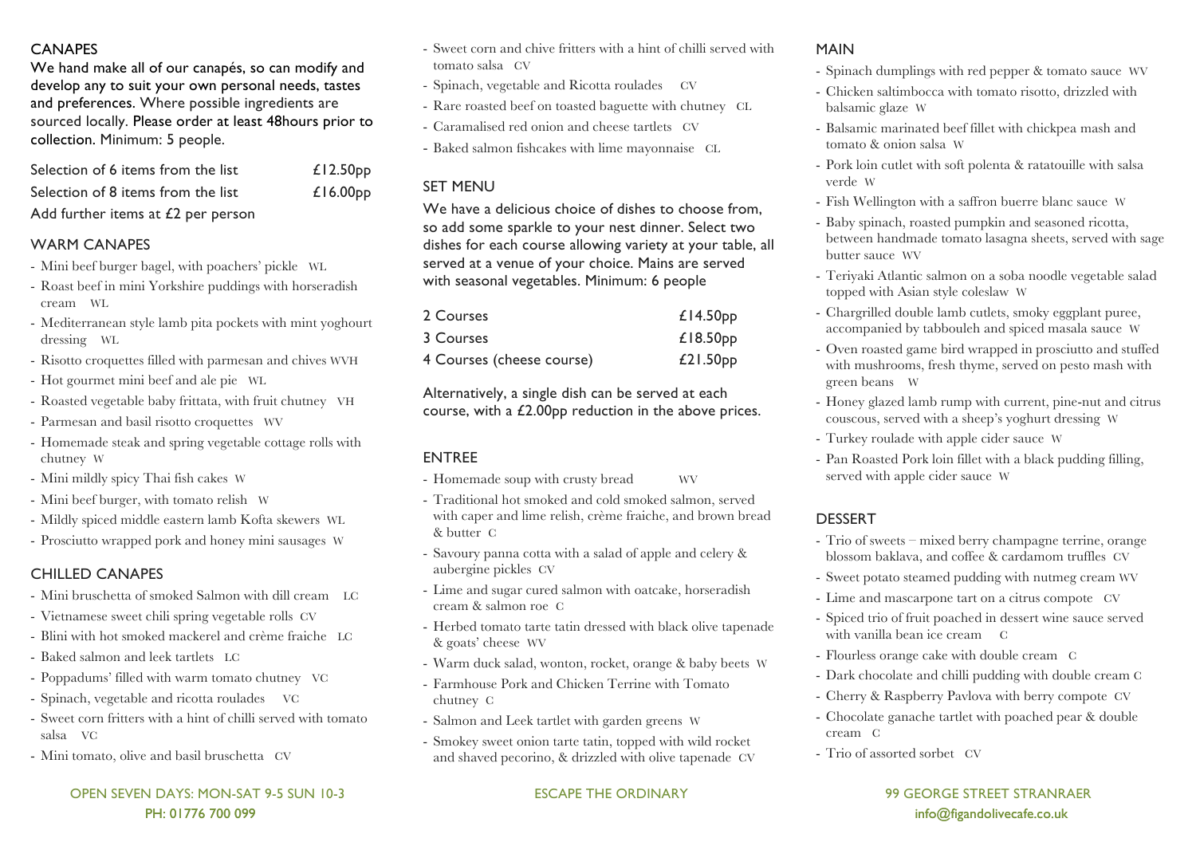## CANAPES

We hand make all of our canapés, so can modify and develop any to suit your own personal needs, tastes and preferences. Where possible ingredients are sourced locally. Please order at least 48hours prior to collection. Minimum: 5 people.

| | |
|---|---|
| Selection of 6 items from the list | £12.50pp |
| Selection of 8 items from the list | £16.00pp |
| Add further items at £2 per person | |

### WARM CANAPES

- Mini beef burger bagel, with poachers' pickle WL
- Roast beef in mini Yorkshire puddings with horseradish cream WL
- Mediterranean style lamb pita pockets with mint yoghourt dressing WL
- Risotto croquettes filled with parmesan and chives WVH
- Hot gourmet mini beef and ale pie WL
- Roasted vegetable baby frittata, with fruit chutney VH
- Parmesan and basil risotto croquettes WV
- Homemade steak and spring vegetable cottage rolls with chutney W
- Mini mildly spicy Thai fish cakes W
- Mini beef burger, with tomato relish W
- Mildly spiced middle eastern lamb Kofta skewers WL
- Prosciutto wrapped pork and honey mini sausages W

### CHILLED CANAPES

- Mini bruschetta of smoked Salmon with dill cream LC
- Vietnamese sweet chili spring vegetable rolls CV
- Blini with hot smoked mackerel and crème fraiche LC
- Baked salmon and leek tartlets LC
- Poppadums' filled with warm tomato chutney VC
- Spinach, vegetable and ricotta roulades VC
- Sweet corn fritters with a hint of chilli served with tomato salsa VC
- Mini tomato, olive and basil bruschetta CV
- Sweet corn and chive fritters with a hint of chilli served with tomato salsa CV
- Spinach, vegetable and Ricotta roulades CV
- Rare roasted beef on toasted baguette with chutney CL
- Caramalised red onion and cheese tartlets CV
- Baked salmon fishcakes with lime mayonnaise CL

## SET MENU

We have a delicious choice of dishes to choose from, so add some sparkle to your nest dinner. Select two dishes for each course allowing variety at your table, all served at a venue of your choice. Mains are served with seasonal vegetables. Minimum: 6 people

| | |
|---|---|
| 2 Courses | £14.50pp |
| 3 Courses | £18.50pp |
| 4 Courses (cheese course) | £21.50pp |

Alternatively, a single dish can be served at each course, with a £2.00pp reduction in the above prices.

### ENTREE

- Homemade soup with crusty bread WV
- Traditional hot smoked and cold smoked salmon, served with caper and lime relish, crème fraiche, and brown bread & butter C
- Savoury panna cotta with a salad of apple and celery & aubergine pickles CV
- Lime and sugar cured salmon with oatcake, horseradish cream & salmon roe C
- Herbed tomato tarte tatin dressed with black olive tapenade & goats' cheese WV
- Warm duck salad, wonton, rocket, orange & baby beets W
- Farmhouse Pork and Chicken Terrine with Tomato chutney C
- Salmon and Leek tartlet with garden greens W
- Smokey sweet onion tarte tatin, topped with wild rocket and shaved pecorino, & drizzled with olive tapenade CV

### MAIN

- Spinach dumplings with red pepper & tomato sauce WV
- Chicken saltimbocca with tomato risotto, drizzled with balsamic glaze W
- Balsamic marinated beef fillet with chickpea mash and tomato & onion salsa W
- Pork loin cutlet with soft polenta & ratatouille with salsa verde W
- Fish Wellington with a saffron buerre blanc sauce W
- Baby spinach, roasted pumpkin and seasoned ricotta, between handmade tomato lasagna sheets, served with sage butter sauce WV
- Teriyaki Atlantic salmon on a soba noodle vegetable salad topped with Asian style coleslaw W
- Chargrilled double lamb cutlets, smoky eggplant puree, accompanied by tabbouleh and spiced masala sauce W
- Oven roasted game bird wrapped in prosciutto and stuffed with mushrooms, fresh thyme, served on pesto mash with green beans W
- Honey glazed lamb rump with current, pine-nut and citrus couscous, served with a sheep's yoghurt dressing W
- Turkey roulade with apple cider sauce W
- Pan Roasted Pork loin fillet with a black pudding filling, served with apple cider sauce W

### DESSERT

- Trio of sweets – mixed berry champagne terrine, orange blossom baklava, and coffee & cardamom truffles CV
- Sweet potato steamed pudding with nutmeg cream WV
- Lime and mascarpone tart on a citrus compote CV
- Spiced trio of fruit poached in dessert wine sauce served with vanilla bean ice cream C
- Flourless orange cake with double cream C
- Dark chocolate and chilli pudding with double cream C
- Cherry & Raspberry Pavlova with berry compote CV
- Chocolate ganache tartlet with poached pear & double cream C
- Trio of assorted sorbet CV

OPEN SEVEN DAYS: MON-SAT 9-5 SUN 10-3
PH: 01776 700 099

ESCAPE THE ORDINARY

99 GEORGE STREET STRANRAER
info@figandolivecafe.co.uk